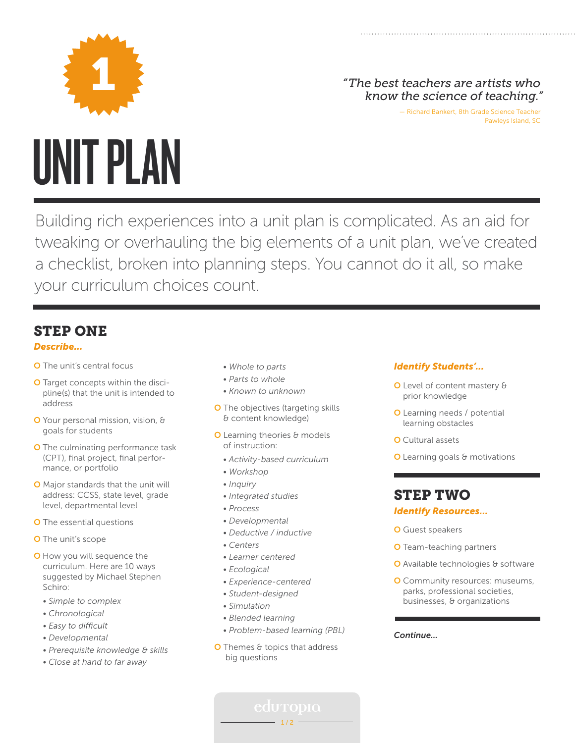1

> *"The best teachers are artists who know the science of teaching."*
>
> — Richard Bankert, 8th Grade Science Teacher
> Pawleys Island, SC

# UNIT PLAN

Building rich experiences into a unit plan is complicated. As an aid for tweaking or overhauling the big elements of a unit plan, we've created a checklist, broken into planning steps. You cannot do it all, so make your curriculum choices count.

## STEP ONE

***Describe...***

- The unit's central focus
- Target concepts within the discipline(s) that the unit is intended to address
- Your personal mission, vision, & goals for students
- The culminating performance task (CPT), final project, final performance, or portfolio
- Major standards that the unit will address: CCSS, state level, grade level, departmental level
- The essential questions
- The unit's scope
- How you will sequence the curriculum. Here are 10 ways suggested by Michael Stephen Schiro:
  - *Simple to complex*
  - *Chronological*
  - *Easy to difficult*
  - *Developmental*
  - *Prerequisite knowledge & skills*
  - *Close at hand to far away*
  - *Whole to parts*
  - *Parts to whole*
  - *Known to unknown*
- The objectives (targeting skills & content knowledge)
- Learning theories & models of instruction:
  - *Activity-based curriculum*
  - *Workshop*
  - *Inquiry*
  - *Integrated studies*
  - *Process*
  - *Developmental*
  - *Deductive / inductive*
  - *Centers*
  - *Learner centered*
  - *Ecological*
  - *Experience-centered*
  - *Student-designed*
  - *Simulation*
  - *Blended learning*
  - *Problem-based learning (PBL)*
- Themes & topics that address big questions

***Identify Students'...***

- Level of content mastery & prior knowledge
- Learning needs / potential learning obstacles
- Cultural assets
- Learning goals & motivations

## STEP TWO

***Identify Resources...***

- Guest speakers
- Team-teaching partners
- Available technologies & software
- Community resources: museums, parks, professional societies, businesses, & organizations

***Continue...***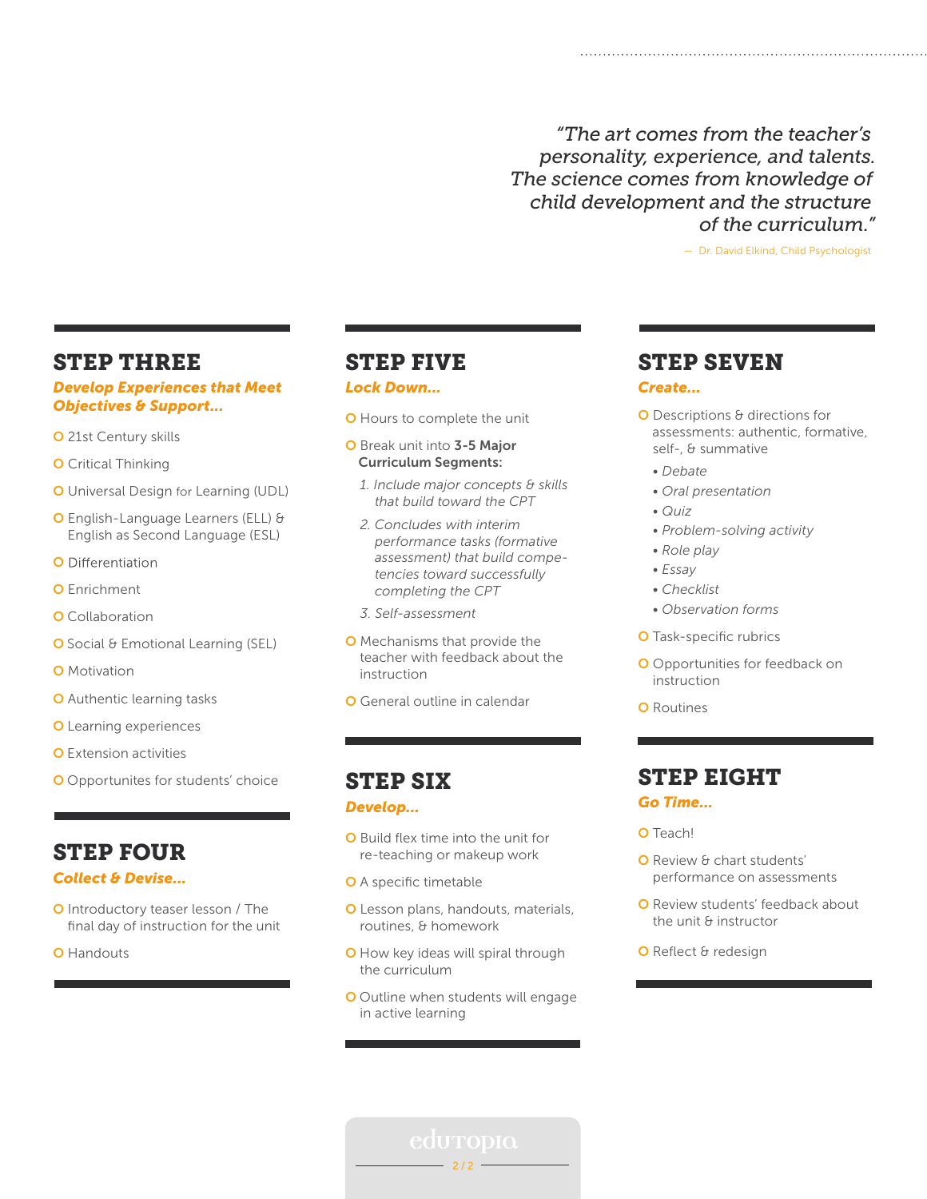> *"The art comes from the teacher's personality, experience, and talents. The science comes from knowledge of child development and the structure of the curriculum."*
>
> — Dr. David Elkind, Child Psychologist

## STEP THREE

***Develop Experiences that Meet Objectives & Support...***

- 21st Century skills
- Critical Thinking
- Universal Design for Learning (UDL)
- English-Language Learners (ELL) & English as Second Language (ESL)
- Differentiation
- Enrichment
- Collaboration
- Social & Emotional Learning (SEL)
- Motivation
- Authentic learning tasks
- Learning experiences
- Extension activities
- Opportunites for students' choice

## STEP FOUR

***Collect & Devise...***

- Introductory teaser lesson / The final day of instruction for the unit
- Handouts

## STEP FIVE

***Lock Down...***

- Hours to complete the unit
- Break unit into **3-5 Major Curriculum Segments:**
  1. *Include major concepts & skills that build toward the CPT*
  2. *Concludes with interim performance tasks (formative assessment) that build competencies toward successfully completing the CPT*
  3. *Self-assessment*
- Mechanisms that provide the teacher with feedback about the instruction
- General outline in calendar

## STEP SIX

***Develop...***

- Build flex time into the unit for re-teaching or makeup work
- A specific timetable
- Lesson plans, handouts, materials, routines, & homework
- How key ideas will spiral through the curriculum
- Outline when students will engage in active learning

## STEP SEVEN

***Create...***

- Descriptions & directions for assessments: authentic, formative, self-, & summative
  - *Debate*
  - *Oral presentation*
  - *Quiz*
  - *Problem-solving activity*
  - *Role play*
  - *Essay*
  - *Checklist*
  - *Observation forms*
- Task-specific rubrics
- Opportunities for feedback on instruction
- Routines

## STEP EIGHT

***Go Time...***

- Teach!
- Review & chart students' performance on assessments
- Review students' feedback about the unit & instructor
- Reflect & redesign